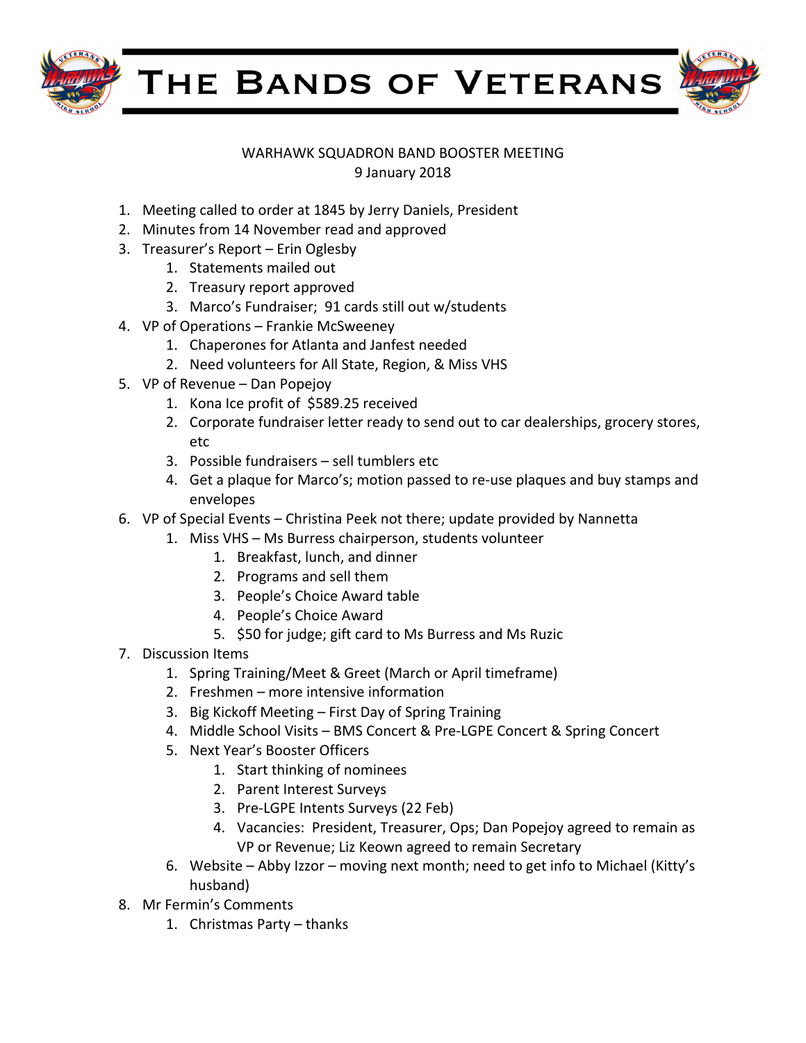# The Bands of Veterans

WARHAWK SQUADRON BAND BOOSTER MEETING
9 January 2018

1. Meeting called to order at 1845 by Jerry Daniels, President
2. Minutes from 14 November read and approved
3. Treasurer's Report – Erin Oglesby
   1. Statements mailed out
   2. Treasury report approved
   3. Marco's Fundraiser; 91 cards still out w/students
4. VP of Operations – Frankie McSweeney
   1. Chaperones for Atlanta and Janfest needed
   2. Need volunteers for All State, Region, & Miss VHS
5. VP of Revenue – Dan Popejoy
   1. Kona Ice profit of $589.25 received
   2. Corporate fundraiser letter ready to send out to car dealerships, grocery stores, etc
   3. Possible fundraisers – sell tumblers etc
   4. Get a plaque for Marco's; motion passed to re-use plaques and buy stamps and envelopes
6. VP of Special Events – Christina Peek not there; update provided by Nannetta
   1. Miss VHS – Ms Burress chairperson, students volunteer
      1. Breakfast, lunch, and dinner
      2. Programs and sell them
      3. People's Choice Award table
      4. People's Choice Award
      5. $50 for judge; gift card to Ms Burress and Ms Ruzic
7. Discussion Items
   1. Spring Training/Meet & Greet (March or April timeframe)
   2. Freshmen – more intensive information
   3. Big Kickoff Meeting – First Day of Spring Training
   4. Middle School Visits – BMS Concert & Pre-LGPE Concert & Spring Concert
   5. Next Year's Booster Officers
      1. Start thinking of nominees
      2. Parent Interest Surveys
      3. Pre-LGPE Intents Surveys (22 Feb)
      4. Vacancies: President, Treasurer, Ops; Dan Popejoy agreed to remain as VP or Revenue; Liz Keown agreed to remain Secretary
   6. Website – Abby Izzor – moving next month; need to get info to Michael (Kitty's husband)
8. Mr Fermin's Comments
   1. Christmas Party – thanks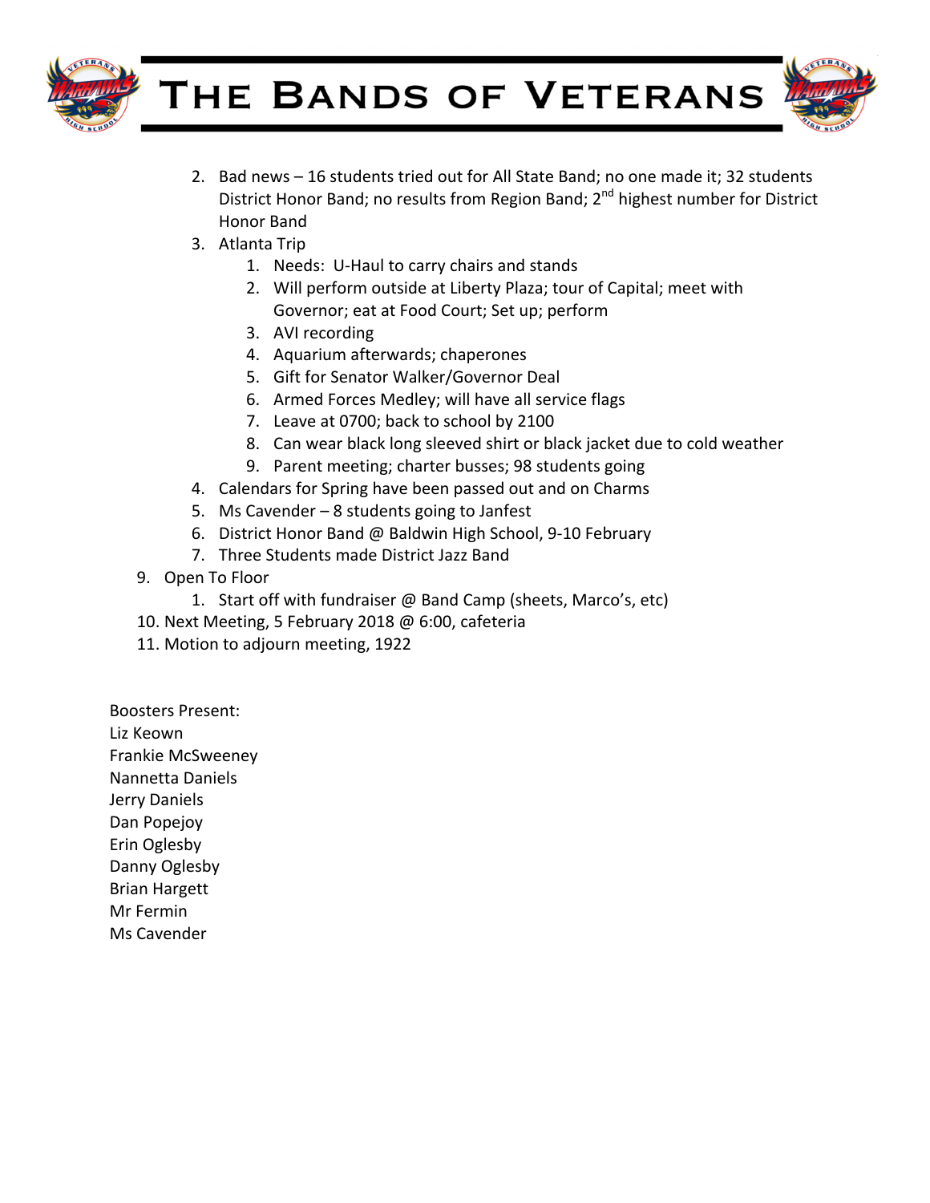# The Bands of Veterans

2. Bad news – 16 students tried out for All State Band; no one made it; 32 students District Honor Band; no results from Region Band; 2nd highest number for District Honor Band
3. Atlanta Trip
    1. Needs: U-Haul to carry chairs and stands
    2. Will perform outside at Liberty Plaza; tour of Capital; meet with Governor; eat at Food Court; Set up; perform
    3. AVI recording
    4. Aquarium afterwards; chaperones
    5. Gift for Senator Walker/Governor Deal
    6. Armed Forces Medley; will have all service flags
    7. Leave at 0700; back to school by 2100
    8. Can wear black long sleeved shirt or black jacket due to cold weather
    9. Parent meeting; charter busses; 98 students going
4. Calendars for Spring have been passed out and on Charms
5. Ms Cavender – 8 students going to Janfest
6. District Honor Band @ Baldwin High School, 9-10 February
7. Three Students made District Jazz Band

9. Open To Floor
    1. Start off with fundraiser @ Band Camp (sheets, Marco's, etc)
10. Next Meeting, 5 February 2018 @ 6:00, cafeteria
11. Motion to adjourn meeting, 1922

Boosters Present:
Liz Keown
Frankie McSweeney
Nannetta Daniels
Jerry Daniels
Dan Popejoy
Erin Oglesby
Danny Oglesby
Brian Hargett
Mr Fermin
Ms Cavender